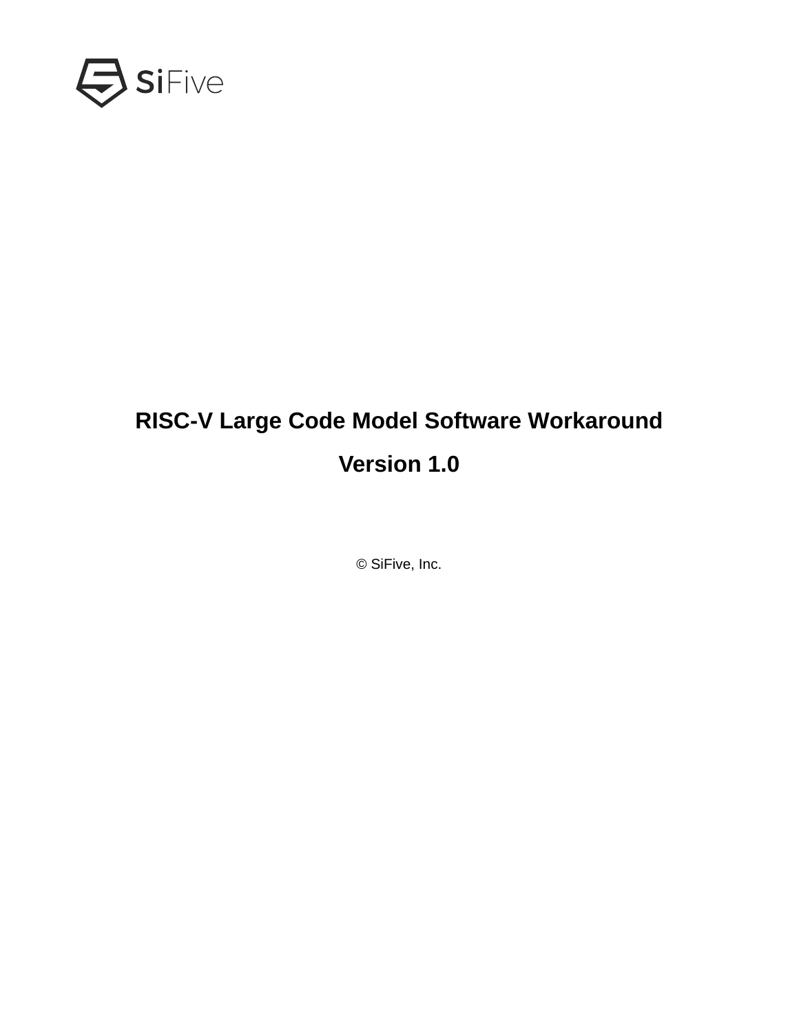# RISC-V Large Code Model Software Workaround

## Version 1.0

© SiFive, Inc.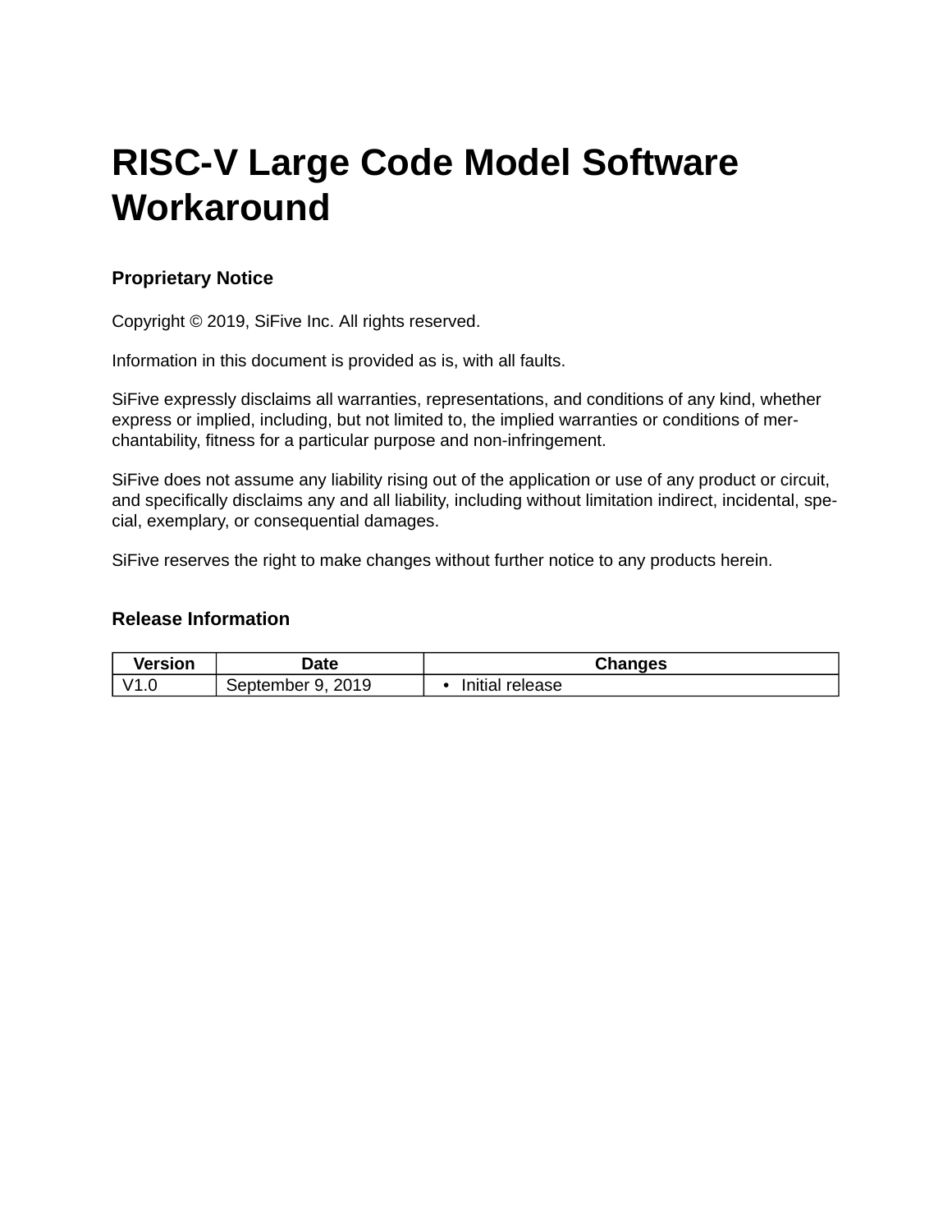# RISC-V Large Code Model Software Workaround

## Proprietary Notice

Copyright © 2019, SiFive Inc. All rights reserved.

Information in this document is provided as is, with all faults.

SiFive expressly disclaims all warranties, representations, and conditions of any kind, whether express or implied, including, but not limited to, the implied warranties or conditions of merchantability, fitness for a particular purpose and non-infringement.

SiFive does not assume any liability rising out of the application or use of any product or circuit, and specifically disclaims any and all liability, including without limitation indirect, incidental, special, exemplary, or consequential damages.

SiFive reserves the right to make changes without further notice to any products herein.

## Release Information

| Version | Date | Changes |
|---|---|---|
| V1.0 | September 9, 2019 | • Initial release |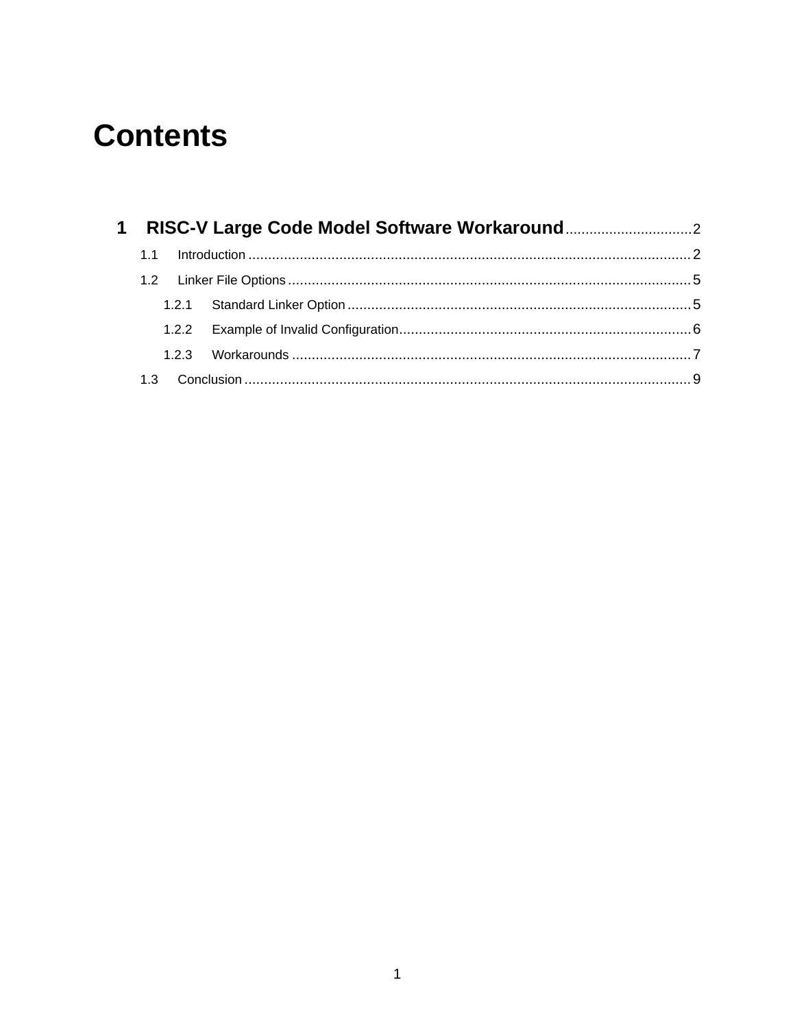# Contents

1 RISC-V Large Code Model Software Workaround ................................ 2

- 1.1 Introduction ................................ 2
- 1.2 Linker File Options ................................ 5
  - 1.2.1 Standard Linker Option ................................ 5
  - 1.2.2 Example of Invalid Configuration ................................ 6
  - 1.2.3 Workarounds ................................ 7
- 1.3 Conclusion ................................ 9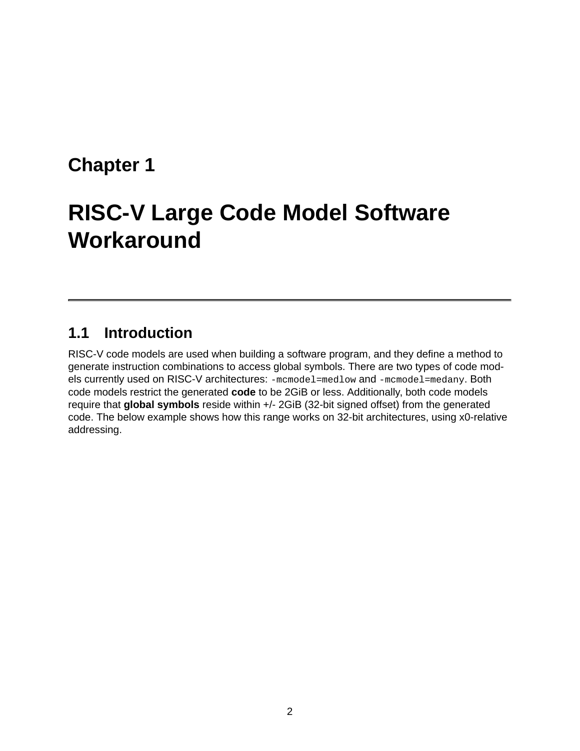# Chapter 1

# RISC-V Large Code Model Software Workaround

## 1.1 Introduction

RISC-V code models are used when building a software program, and they define a method to generate instruction combinations to access global symbols. There are two types of code models currently used on RISC-V architectures: `-mcmodel=medlow` and `-mcmodel=medany`. Both code models restrict the generated **code** to be 2GiB or less. Additionally, both code models require that **global symbols** reside within +/- 2GiB (32-bit signed offset) from the generated code. The below example shows how this range works on 32-bit architectures, using x0-relative addressing.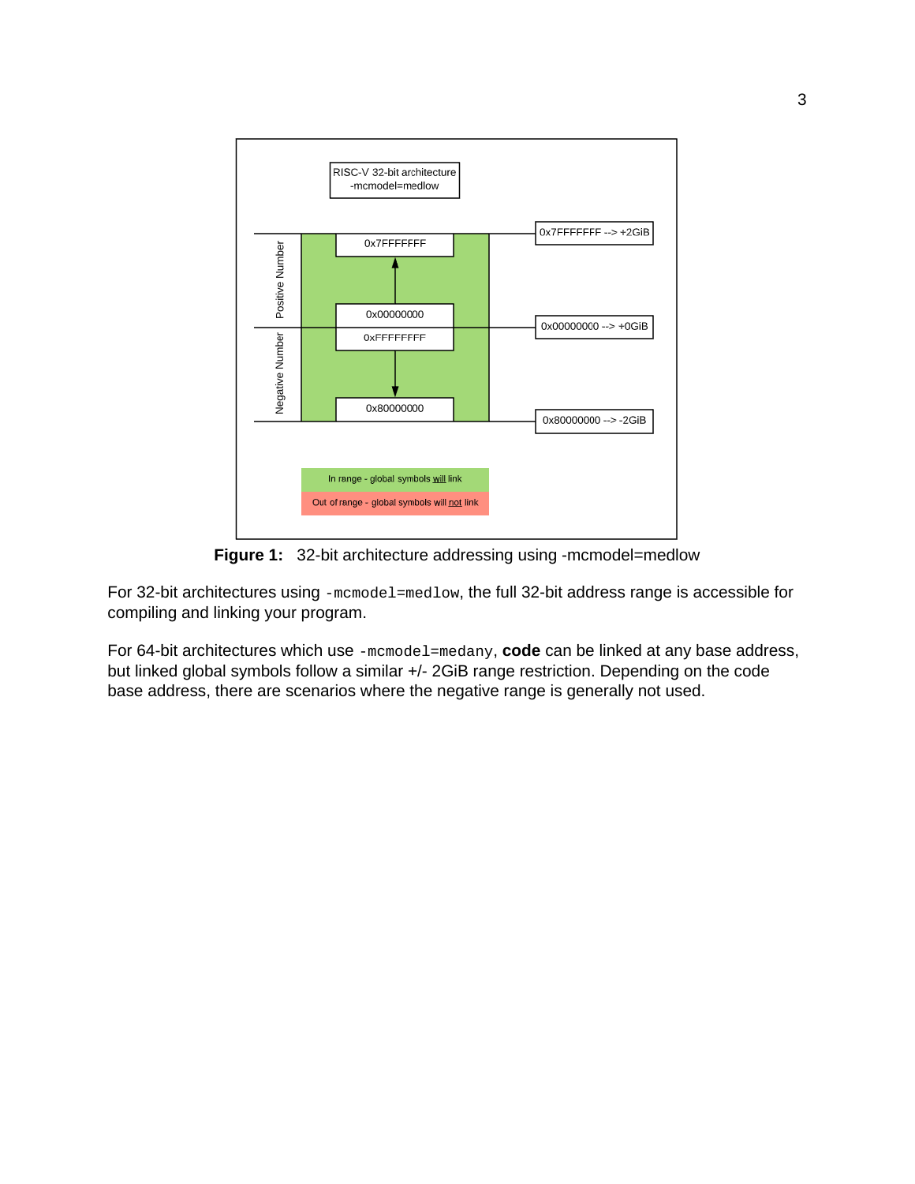**Figure 1:** 32-bit architecture addressing using -mcmodel=medlow

For 32-bit architectures using `-mcmodel=medlow`, the full 32-bit address range is accessible for compiling and linking your program.

For 64-bit architectures which use `-mcmodel=medany`, **code** can be linked at any base address, but linked global symbols follow a similar +/- 2GiB range restriction. Depending on the code base address, there are scenarios where the negative range is generally not used.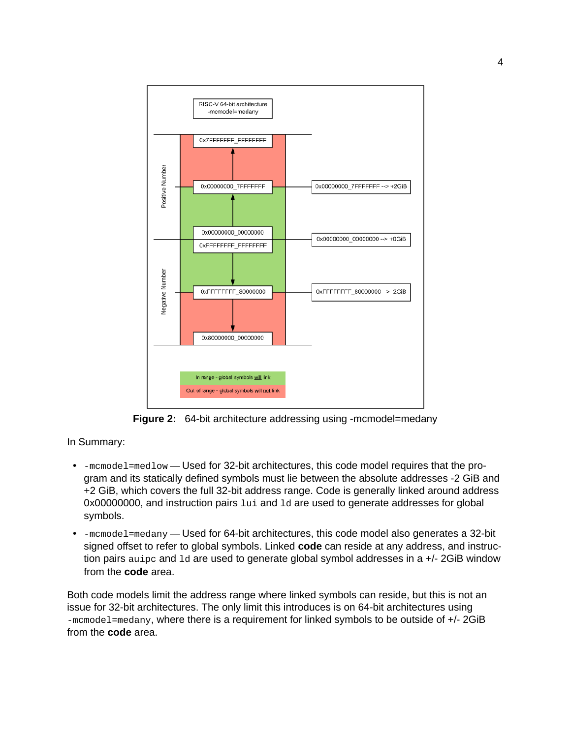**Figure 2:** 64-bit architecture addressing using -mcmodel=medany

In Summary:

- `-mcmodel=medlow` — Used for 32-bit architectures, this code model requires that the program and its statically defined symbols must lie between the absolute addresses -2 GiB and +2 GiB, which covers the full 32-bit address range. Code is generally linked around address 0x00000000, and instruction pairs `lui` and `ld` are used to generate addresses for global symbols.
- `-mcmodel=medany` — Used for 64-bit architectures, this code model also generates a 32-bit signed offset to refer to global symbols. Linked **code** can reside at any address, and instruction pairs `auipc` and `ld` are used to generate global symbol addresses in a +/- 2GiB window from the **code** area.

Both code models limit the address range where linked symbols can reside, but this is not an issue for 32-bit architectures. The only limit this introduces is on 64-bit architectures using `-mcmodel=medany`, where there is a requirement for linked symbols to be outside of +/- 2GiB from the **code** area.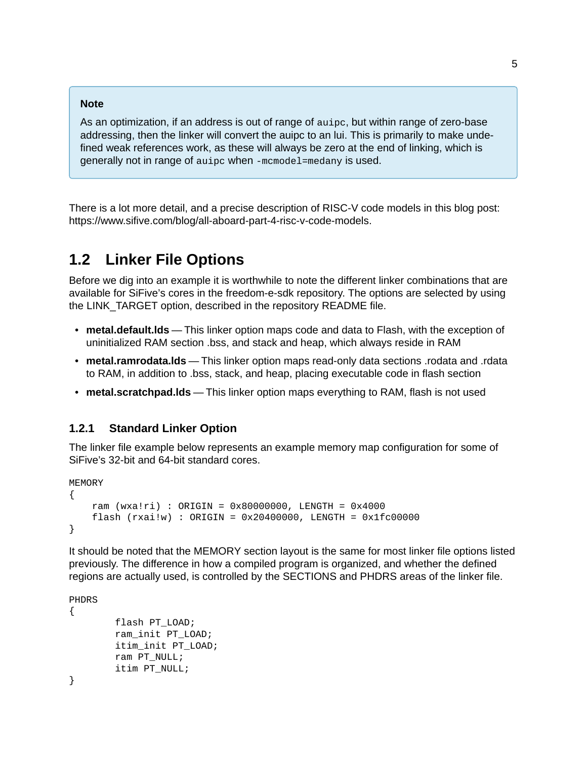> **Note**
>
> As an optimization, if an address is out of range of `auipc`, but within range of zero-base addressing, then the linker will convert the auipc to an lui. This is primarily to make undefined weak references work, as these will always be zero at the end of linking, which is generally not in range of `auipc` when `-mcmodel=medany` is used.

There is a lot more detail, and a precise description of RISC-V code models in this blog post: https://www.sifive.com/blog/all-aboard-part-4-risc-v-code-models.

## 1.2 Linker File Options

Before we dig into an example it is worthwhile to note the different linker combinations that are available for SiFive's cores in the freedom-e-sdk repository. The options are selected by using the LINK_TARGET option, described in the repository README file.

- **metal.default.lds** — This linker option maps code and data to Flash, with the exception of uninitialized RAM section .bss, and stack and heap, which always reside in RAM
- **metal.ramrodata.lds** — This linker option maps read-only data sections .rodata and .rdata to RAM, in addition to .bss, stack, and heap, placing executable code in flash section
- **metal.scratchpad.lds** — This linker option maps everything to RAM, flash is not used

### 1.2.1 Standard Linker Option

The linker file example below represents an example memory map configuration for some of SiFive's 32-bit and 64-bit standard cores.

```
MEMORY
{
    ram (wxa!ri) : ORIGIN = 0x80000000, LENGTH = 0x4000
    flash (rxai!w) : ORIGIN = 0x20400000, LENGTH = 0x1fc00000
}
```

It should be noted that the MEMORY section layout is the same for most linker file options listed previously. The difference in how a compiled program is organized, and whether the defined regions are actually used, is controlled by the SECTIONS and PHDRS areas of the linker file.

```
PHDRS
{
        flash PT_LOAD;
        ram_init PT_LOAD;
        itim_init PT_LOAD;
        ram PT_NULL;
        itim PT_NULL;
}
```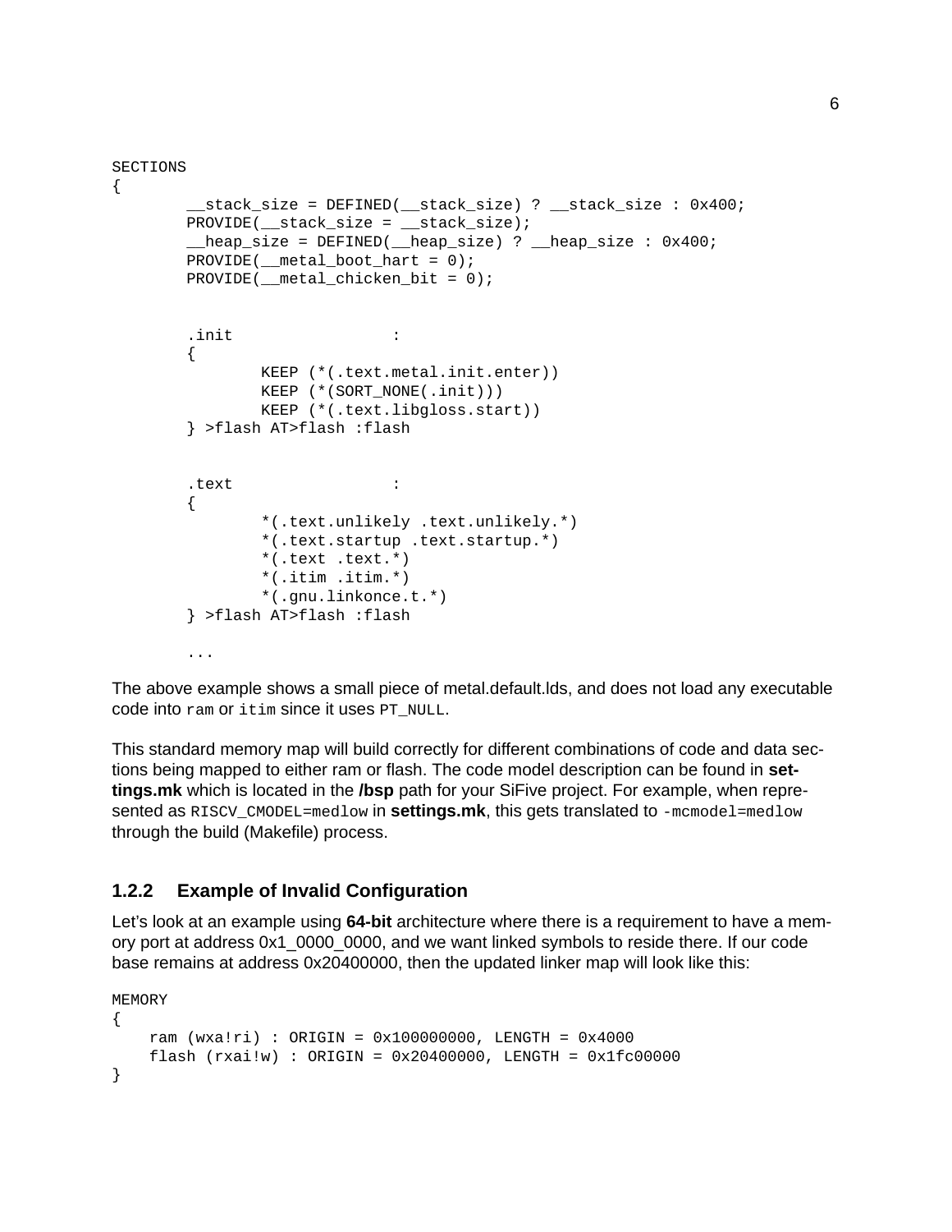```
SECTIONS
{
        __stack_size = DEFINED(__stack_size) ? __stack_size : 0x400;
        PROVIDE(__stack_size = __stack_size);
        __heap_size = DEFINED(__heap_size) ? __heap_size : 0x400;
        PROVIDE(__metal_boot_hart = 0);
        PROVIDE(__metal_chicken_bit = 0);


        .init                 :
        {
                KEEP (*(.text.metal.init.enter))
                KEEP (*(SORT_NONE(.init)))
                KEEP (*(.text.libgloss.start))
        } >flash AT>flash :flash


        .text                 :
        {
                *(.text.unlikely .text.unlikely.*)
                *(.text.startup .text.startup.*)
                *(.text .text.*)
                *(.itim .itim.*)
                *(.gnu.linkonce.t.*)
        } >flash AT>flash :flash

        ...
```

The above example shows a small piece of metal.default.lds, and does not load any executable code into `ram` or `itim` since it uses `PT_NULL`.

This standard memory map will build correctly for different combinations of code and data sections being mapped to either ram or flash. The code model description can be found in **settings.mk** which is located in the **/bsp** path for your SiFive project. For example, when represented as `RISCV_CMODEL=medlow` in **settings.mk**, this gets translated to `-mcmodel=medlow` through the build (Makefile) process.

### 1.2.2 Example of Invalid Configuration

Let's look at an example using **64-bit** architecture where there is a requirement to have a memory port at address 0x1_0000_0000, and we want linked symbols to reside there. If our code base remains at address 0x20400000, then the updated linker map will look like this:

```
MEMORY
{
    ram (wxa!ri) : ORIGIN = 0x100000000, LENGTH = 0x4000
    flash (rxai!w) : ORIGIN = 0x20400000, LENGTH = 0x1fc00000
}
```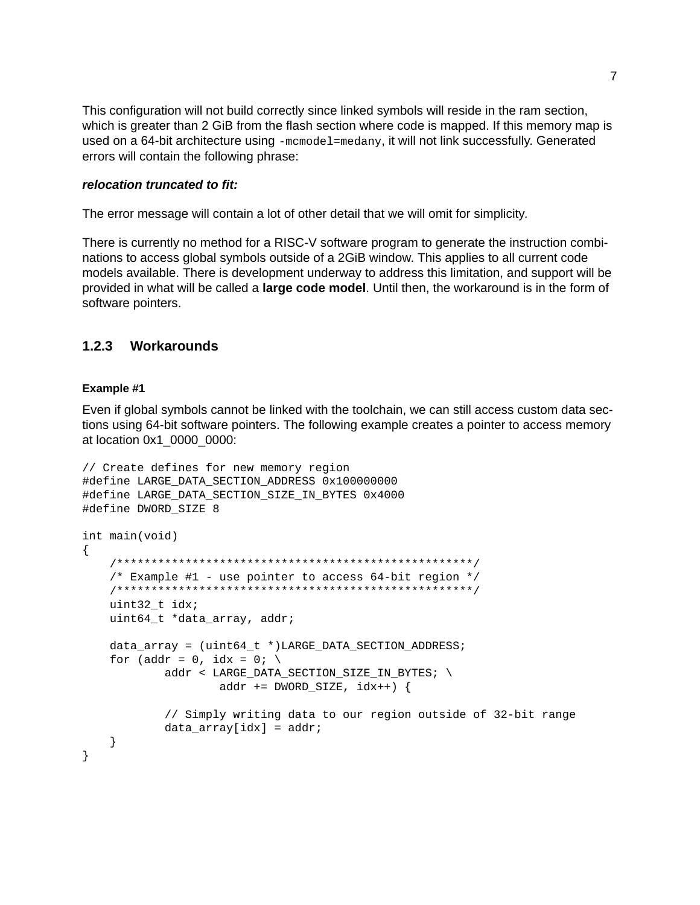This configuration will not build correctly since linked symbols will reside in the ram section, which is greater than 2 GiB from the flash section where code is mapped. If this memory map is used on a 64-bit architecture using `-mcmodel=medany`, it will not link successfully. Generated errors will contain the following phrase:

***relocation truncated to fit:***

The error message will contain a lot of other detail that we will omit for simplicity.

There is currently no method for a RISC-V software program to generate the instruction combinations to access global symbols outside of a 2GiB window. This applies to all current code models available. There is development underway to address this limitation, and support will be provided in what will be called a **large code model**. Until then, the workaround is in the form of software pointers.

### 1.2.3 Workarounds

#### Example #1

Even if global symbols cannot be linked with the toolchain, we can still access custom data sections using 64-bit software pointers. The following example creates a pointer to access memory at location 0x1_0000_0000:

```
// Create defines for new memory region
#define LARGE_DATA_SECTION_ADDRESS 0x100000000
#define LARGE_DATA_SECTION_SIZE_IN_BYTES 0x4000
#define DWORD_SIZE 8

int main(void)
{
    /****************************************************/
    /* Example #1 - use pointer to access 64-bit region */
    /****************************************************/
    uint32_t idx;
    uint64_t *data_array, addr;

    data_array = (uint64_t *)LARGE_DATA_SECTION_ADDRESS;
    for (addr = 0, idx = 0; \
            addr < LARGE_DATA_SECTION_SIZE_IN_BYTES; \
                    addr += DWORD_SIZE, idx++) {

            // Simply writing data to our region outside of 32-bit range
            data_array[idx] = addr;
    }
}
```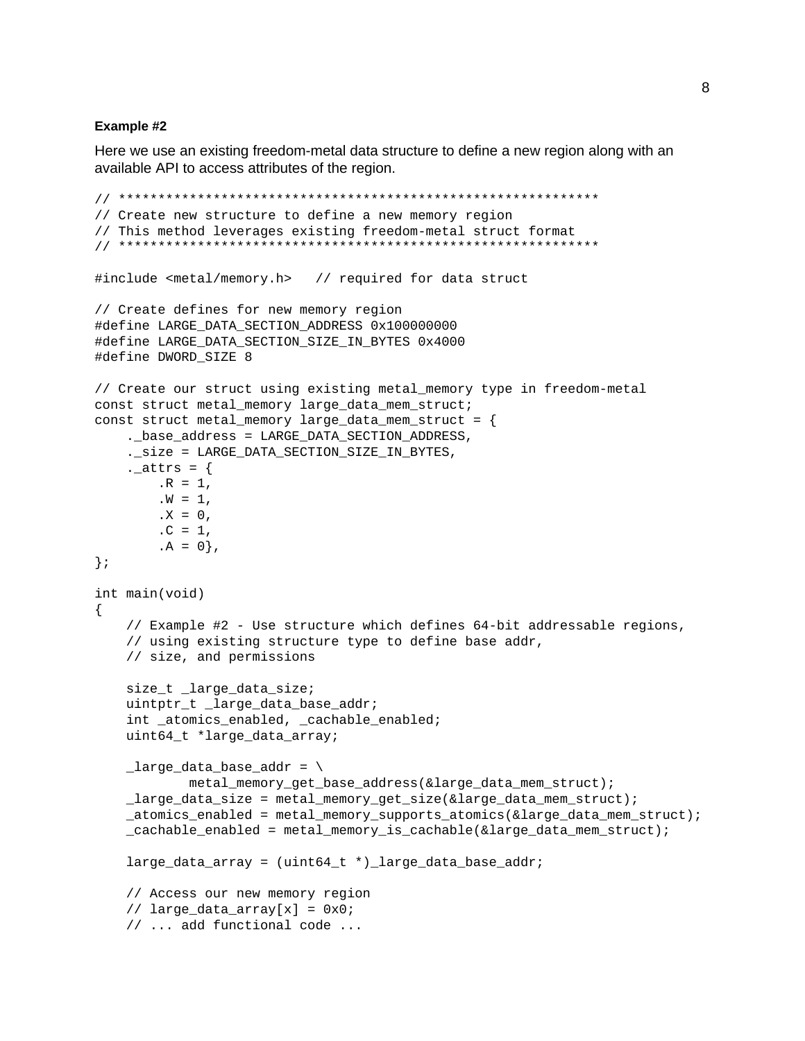**Example #2**

Here we use an existing freedom-metal data structure to define a new region along with an available API to access attributes of the region.

```
// ************************************************************
// Create new structure to define a new memory region
// This method leverages existing freedom-metal struct format
// ************************************************************

#include <metal/memory.h>   // required for data struct

// Create defines for new memory region
#define LARGE_DATA_SECTION_ADDRESS 0x100000000
#define LARGE_DATA_SECTION_SIZE_IN_BYTES 0x4000
#define DWORD_SIZE 8

// Create our struct using existing metal_memory type in freedom-metal
const struct metal_memory large_data_mem_struct;
const struct metal_memory large_data_mem_struct = {
    ._base_address = LARGE_DATA_SECTION_ADDRESS,
    ._size = LARGE_DATA_SECTION_SIZE_IN_BYTES,
    ._attrs = {
        .R = 1,
        .W = 1,
        .X = 0,
        .C = 1,
        .A = 0},
};

int main(void)
{
    // Example #2 - Use structure which defines 64-bit addressable regions,
    // using existing structure type to define base addr,
    // size, and permissions

    size_t _large_data_size;
    uintptr_t _large_data_base_addr;
    int _atomics_enabled, _cachable_enabled;
    uint64_t *large_data_array;

    _large_data_base_addr = \
            metal_memory_get_base_address(&large_data_mem_struct);
    _large_data_size = metal_memory_get_size(&large_data_mem_struct);
    _atomics_enabled = metal_memory_supports_atomics(&large_data_mem_struct);
    _cachable_enabled = metal_memory_is_cachable(&large_data_mem_struct);

    large_data_array = (uint64_t *)_large_data_base_addr;

    // Access our new memory region
    // large_data_array[x] = 0x0;
    // ... add functional code ...
```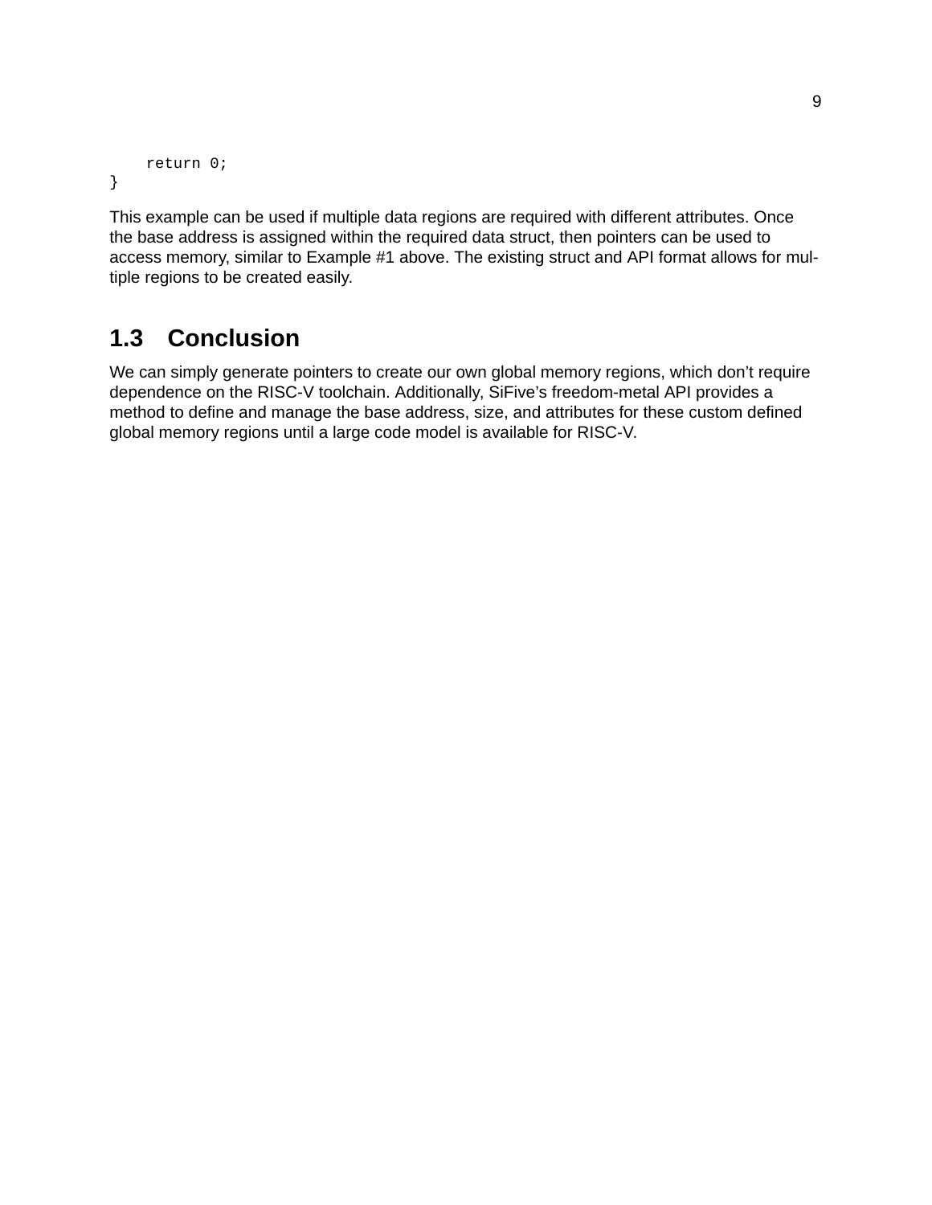```
    return 0;
}
```

This example can be used if multiple data regions are required with different attributes. Once the base address is assigned within the required data struct, then pointers can be used to access memory, similar to Example #1 above. The existing struct and API format allows for multiple regions to be created easily.

## 1.3 Conclusion

We can simply generate pointers to create our own global memory regions, which don't require dependence on the RISC-V toolchain. Additionally, SiFive's freedom-metal API provides a method to define and manage the base address, size, and attributes for these custom defined global memory regions until a large code model is available for RISC-V.